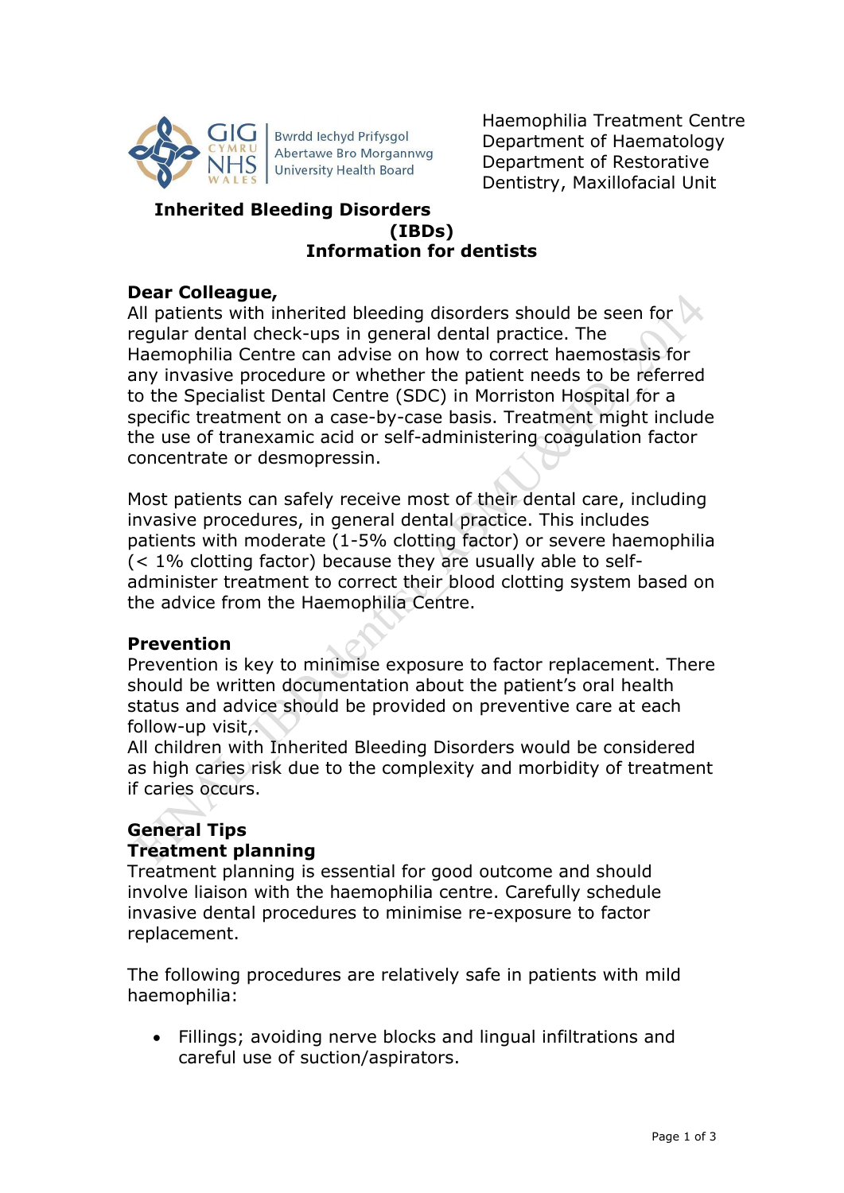Bwrdd Iechyd Prifysgol Abertawe Bro Morgannwg University Health Board

Haemophilia Treatment Centre
Department of Haematology
Department of Restorative Dentistry, Maxillofacial Unit

# Inherited Bleeding Disorders (IBDs) Information for dentists

**Dear Colleague,**
All patients with inherited bleeding disorders should be seen for regular dental check-ups in general dental practice. The Haemophilia Centre can advise on how to correct haemostasis for any invasive procedure or whether the patient needs to be referred to the Specialist Dental Centre (SDC) in Morriston Hospital for a specific treatment on a case-by-case basis. Treatment might include the use of tranexamic acid or self-administering coagulation factor concentrate or desmopressin.

Most patients can safely receive most of their dental care, including invasive procedures, in general dental practice. This includes patients with moderate (1-5% clotting factor) or severe haemophilia (< 1% clotting factor) because they are usually able to self-administer treatment to correct their blood clotting system based on the advice from the Haemophilia Centre.

## Prevention

Prevention is key to minimise exposure to factor replacement. There should be written documentation about the patient's oral health status and advice should be provided on preventive care at each follow-up visit,.
All children with Inherited Bleeding Disorders would be considered as high caries risk due to the complexity and morbidity of treatment if caries occurs.

## General Tips

### Treatment planning

Treatment planning is essential for good outcome and should involve liaison with the haemophilia centre. Carefully schedule invasive dental procedures to minimise re-exposure to factor replacement.

The following procedures are relatively safe in patients with mild haemophilia:

- Fillings; avoiding nerve blocks and lingual infiltrations and careful use of suction/aspirators.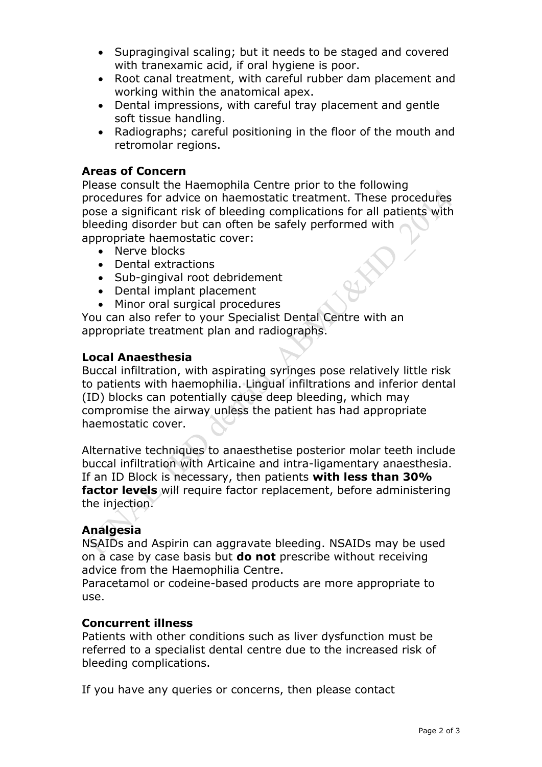- Supragingival scaling; but it needs to be staged and covered with tranexamic acid, if oral hygiene is poor.
- Root canal treatment, with careful rubber dam placement and working within the anatomical apex.
- Dental impressions, with careful tray placement and gentle soft tissue handling.
- Radiographs; careful positioning in the floor of the mouth and retromolar regions.

**Areas of Concern**

Please consult the Haemophila Centre prior to the following procedures for advice on haemostatic treatment. These procedures pose a significant risk of bleeding complications for all patients with bleeding disorder but can often be safely performed with appropriate haemostatic cover:

- Nerve blocks
- Dental extractions
- Sub-gingival root debridement
- Dental implant placement
- Minor oral surgical procedures

You can also refer to your Specialist Dental Centre with an appropriate treatment plan and radiographs.

**Local Anaesthesia**

Buccal infiltration, with aspirating syringes pose relatively little risk to patients with haemophilia. Lingual infiltrations and inferior dental (ID) blocks can potentially cause deep bleeding, which may compromise the airway unless the patient has had appropriate haemostatic cover.

Alternative techniques to anaesthetise posterior molar teeth include buccal infiltration with Articaine and intra-ligamentary anaesthesia. If an ID Block is necessary, then patients **with less than 30% factor levels** will require factor replacement, before administering the injection.

**Analgesia**

NSAIDs and Aspirin can aggravate bleeding. NSAIDs may be used on a case by case basis but **do not** prescribe without receiving advice from the Haemophilia Centre.
Paracetamol or codeine-based products are more appropriate to use.

**Concurrent illness**

Patients with other conditions such as liver dysfunction must be referred to a specialist dental centre due to the increased risk of bleeding complications.

If you have any queries or concerns, then please contact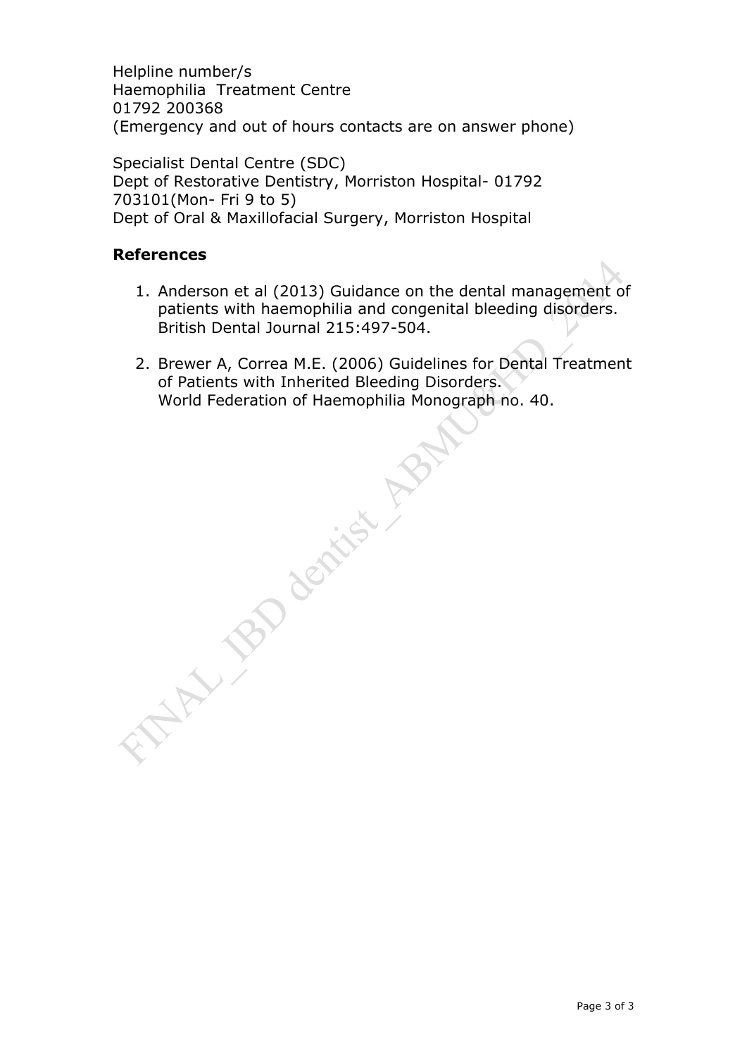Helpline number/s
Haemophilia Treatment Centre
01792 200368
(Emergency and out of hours contacts are on answer phone)

Specialist Dental Centre (SDC)
Dept of Restorative Dentistry, Morriston Hospital- 01792 703101(Mon- Fri 9 to 5)
Dept of Oral & Maxillofacial Surgery, Morriston Hospital

## References

1. Anderson et al (2013) Guidance on the dental management of patients with haemophilia and congenital bleeding disorders. British Dental Journal 215:497-504.

2. Brewer A, Correa M.E. (2006) Guidelines for Dental Treatment of Patients with Inherited Bleeding Disorders. World Federation of Haemophilia Monograph no. 40.